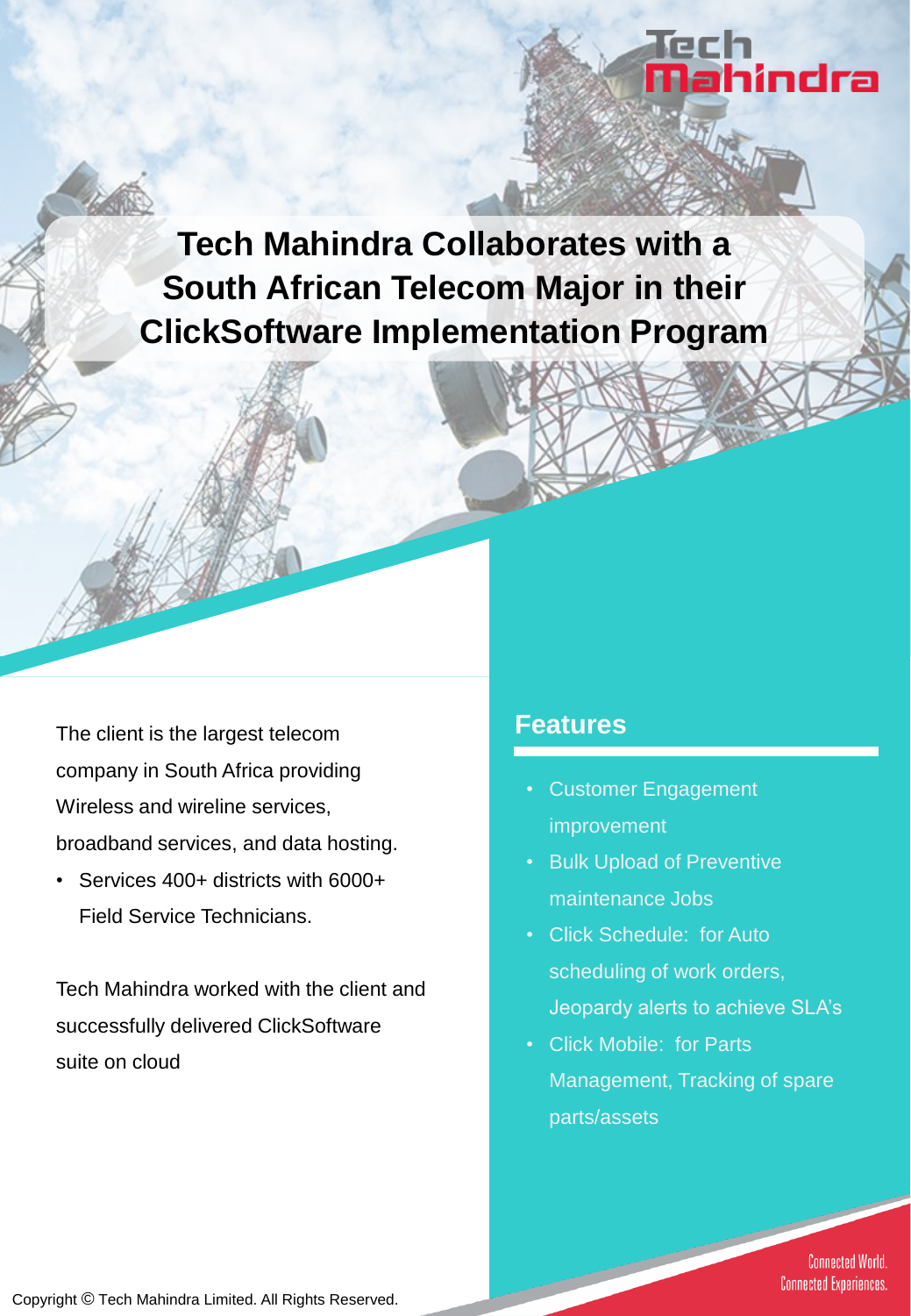# Tech Mahindra Collaborates with a South African Telecom Major in their ClickSoftware Implementation Program

The client is the largest telecom company in South Africa providing Wireless and wireline services, broadband services, and data hosting.

- Services 400+ districts with 6000+ Field Service Technicians.

Tech Mahindra worked with the client and successfully delivered ClickSoftware suite on cloud

## Features

- Customer Engagement improvement
- Bulk Upload of Preventive maintenance Jobs
- Click Schedule: for Auto scheduling of work orders, Jeopardy alerts to achieve SLA's
- Click Mobile: for Parts Management, Tracking of spare parts/assets

Connected World. Connected Experiences.

Copyright © Tech Mahindra Limited. All Rights Reserved.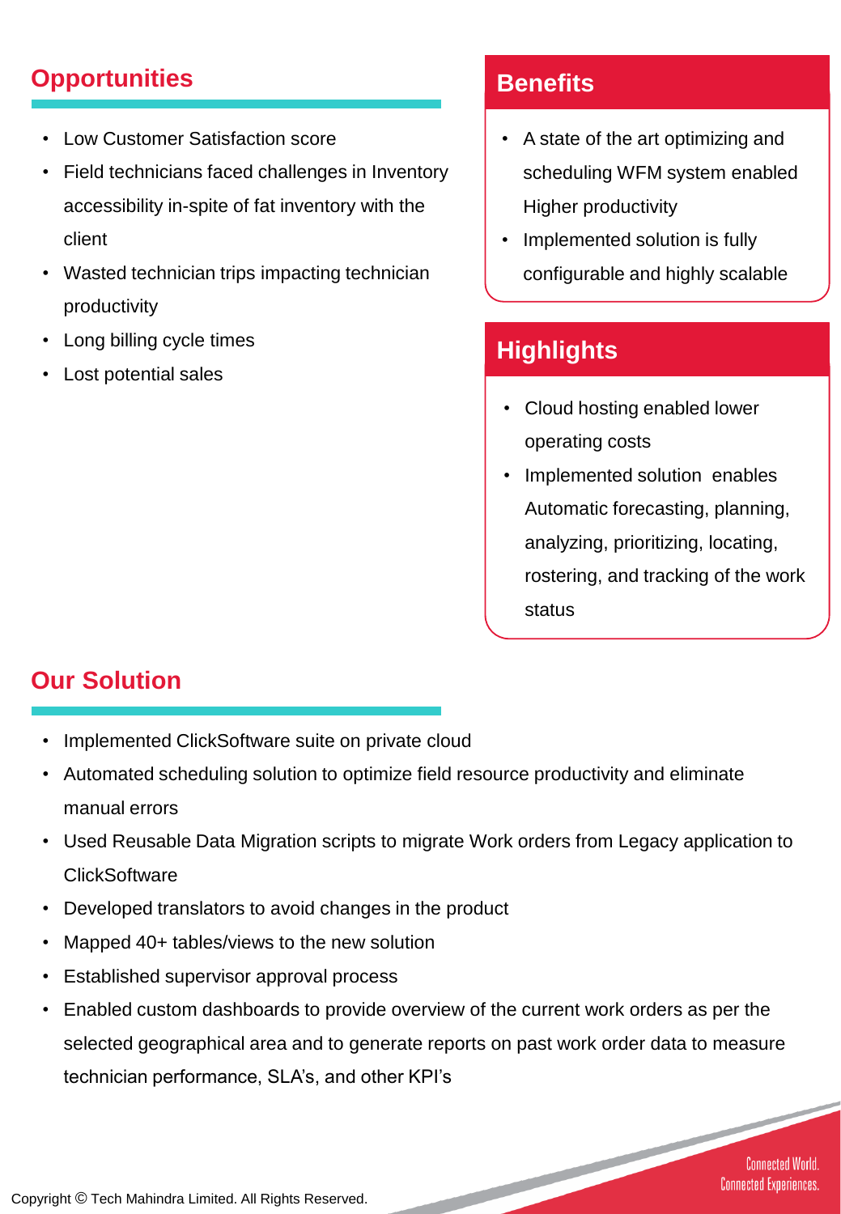## Opportunities

- Low Customer Satisfaction score
- Field technicians faced challenges in Inventory accessibility in-spite of fat inventory with the client
- Wasted technician trips impacting technician productivity
- Long billing cycle times
- Lost potential sales

## Benefits

- A state of the art optimizing and scheduling WFM system enabled Higher productivity
- Implemented solution is fully configurable and highly scalable

## Highlights

- Cloud hosting enabled lower operating costs
- Implemented solution enables Automatic forecasting, planning, analyzing, prioritizing, locating, rostering, and tracking of the work status

## Our Solution

- Implemented ClickSoftware suite on private cloud
- Automated scheduling solution to optimize field resource productivity and eliminate manual errors
- Used Reusable Data Migration scripts to migrate Work orders from Legacy application to ClickSoftware
- Developed translators to avoid changes in the product
- Mapped 40+ tables/views to the new solution
- Established supervisor approval process
- Enabled custom dashboards to provide overview of the current work orders as per the selected geographical area and to generate reports on past work order data to measure technician performance, SLA's, and other KPI's

Connected World. Connected Experiences.

Copyright © Tech Mahindra Limited. All Rights Reserved.